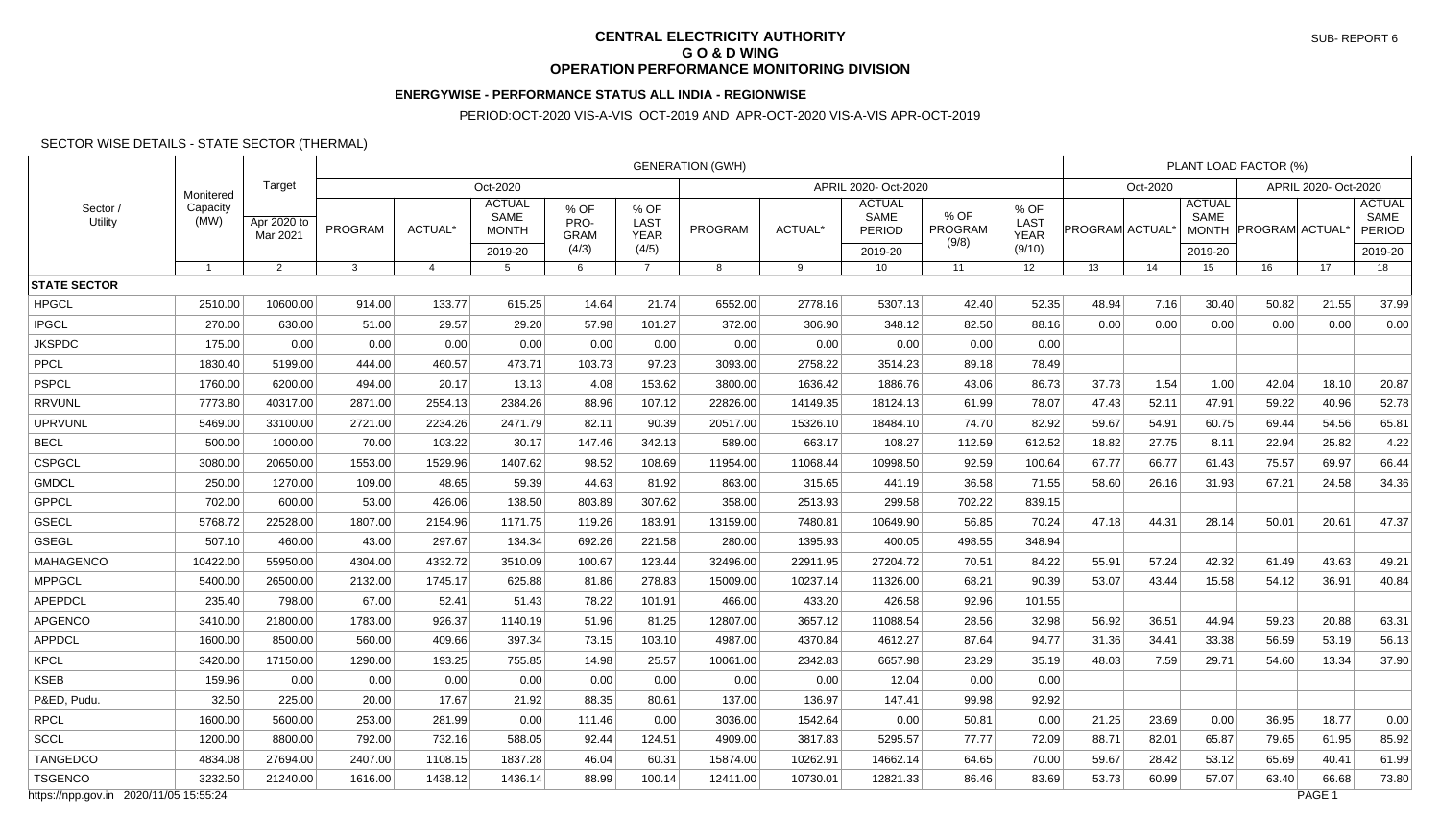**CENTRAL ELECTRICITY AUTHORITY**
**G O & D WING**
**OPERATION PERFORMANCE MONITORING DIVISION**

SUB- REPORT 6

**ENERGYWISE - PERFORMANCE STATUS ALL INDIA - REGIONWISE**

PERIOD:OCT-2020 VIS-A-VIS OCT-2019 AND APR-OCT-2020 VIS-A-VIS APR-OCT-2019

SECTOR WISE DETAILS - STATE SECTOR (THERMAL)

| Sector / Utility | Monitered Capacity (MW) | Target | GENERATION (GWH) | | | | | | | | | | PLANT LOAD FACTOR (%) | | | | | |
|---|---|---|---|---|---|---|---|---|---|---|---|---|---|---|---|---|---|---|
| | | | Oct-2020 | | | | | APRIL 2020- Oct-2020 | | | | | Oct-2020 | | | APRIL 2020- Oct-2020 | | |
| | | Apr 2020 to Mar 2021 | PROGRAM | ACTUAL* | ACTUAL SAME MONTH 2019-20 | % OF PRO-GRAM (4/3) | % OF LAST YEAR (4/5) | PROGRAM | ACTUAL* | ACTUAL SAME PERIOD 2019-20 | % OF PROGRAM (9/8) | % OF LAST YEAR (9/10) | PROGRAM | ACTUAL* | ACTUAL SAME MONTH 2019-20 | PROGRAM | ACTUAL* | ACTUAL SAME PERIOD 2019-20 |
| | 1 | 2 | 3 | 4 | 5 | 6 | 7 | 8 | 9 | 10 | 11 | 12 | 13 | 14 | 15 | 16 | 17 | 18 |
| **STATE SECTOR** | | | | | | | | | | | | | | | | | | |
| HPGCL | 2510.00 | 10600.00 | 914.00 | 133.77 | 615.25 | 14.64 | 21.74 | 6552.00 | 2778.16 | 5307.13 | 42.40 | 52.35 | 48.94 | 7.16 | 30.40 | 50.82 | 21.55 | 37.99 |
| IPGCL | 270.00 | 630.00 | 51.00 | 29.57 | 29.20 | 57.98 | 101.27 | 372.00 | 306.90 | 348.12 | 82.50 | 88.16 | 0.00 | 0.00 | 0.00 | 0.00 | 0.00 | 0.00 |
| JKSPDC | 175.00 | 0.00 | 0.00 | 0.00 | 0.00 | 0.00 | 0.00 | 0.00 | 0.00 | 0.00 | 0.00 | 0.00 | | | | | | |
| PPCL | 1830.40 | 5199.00 | 444.00 | 460.57 | 473.71 | 103.73 | 97.23 | 3093.00 | 2758.22 | 3514.23 | 89.18 | 78.49 | | | | | | |
| PSPCL | 1760.00 | 6200.00 | 494.00 | 20.17 | 13.13 | 4.08 | 153.62 | 3800.00 | 1636.42 | 1886.76 | 43.06 | 86.73 | 37.73 | 1.54 | 1.00 | 42.04 | 18.10 | 20.87 |
| RRVUNL | 7773.80 | 40317.00 | 2871.00 | 2554.13 | 2384.26 | 88.96 | 107.12 | 22826.00 | 14149.35 | 18124.13 | 61.99 | 78.07 | 47.43 | 52.11 | 47.91 | 59.22 | 40.96 | 52.78 |
| UPRVUNL | 5469.00 | 33100.00 | 2721.00 | 2234.26 | 2471.79 | 82.11 | 90.39 | 20517.00 | 15326.10 | 18484.10 | 74.70 | 82.92 | 59.67 | 54.91 | 60.75 | 69.44 | 54.56 | 65.81 |
| BECL | 500.00 | 1000.00 | 70.00 | 103.22 | 30.17 | 147.46 | 342.13 | 589.00 | 663.17 | 108.27 | 112.59 | 612.52 | 18.82 | 27.75 | 8.11 | 22.94 | 25.82 | 4.22 |
| CSPGCL | 3080.00 | 20650.00 | 1553.00 | 1529.96 | 1407.62 | 98.52 | 108.69 | 11954.00 | 11068.44 | 10998.50 | 92.59 | 100.64 | 67.77 | 66.77 | 61.43 | 75.57 | 69.97 | 66.44 |
| GMDCL | 250.00 | 1270.00 | 109.00 | 48.65 | 59.39 | 44.63 | 81.92 | 863.00 | 315.65 | 441.19 | 36.58 | 71.55 | 58.60 | 26.16 | 31.93 | 67.21 | 24.58 | 34.36 |
| GPPCL | 702.00 | 600.00 | 53.00 | 426.06 | 138.50 | 803.89 | 307.62 | 358.00 | 2513.93 | 299.58 | 702.22 | 839.15 | | | | | | |
| GSECL | 5768.72 | 22528.00 | 1807.00 | 2154.96 | 1171.75 | 119.26 | 183.91 | 13159.00 | 7480.81 | 10649.90 | 56.85 | 70.24 | 47.18 | 44.31 | 28.14 | 50.01 | 20.61 | 47.37 |
| GSEGL | 507.10 | 460.00 | 43.00 | 297.67 | 134.34 | 692.26 | 221.58 | 280.00 | 1395.93 | 400.05 | 498.55 | 348.94 | | | | | | |
| MAHAGENCO | 10422.00 | 55950.00 | 4304.00 | 4332.72 | 3510.09 | 100.67 | 123.44 | 32496.00 | 22911.95 | 27204.72 | 70.51 | 84.22 | 55.91 | 57.24 | 42.32 | 61.49 | 43.63 | 49.21 |
| MPPGCL | 5400.00 | 26500.00 | 2132.00 | 1745.17 | 625.88 | 81.86 | 278.83 | 15009.00 | 10237.14 | 11326.00 | 68.21 | 90.39 | 53.07 | 43.44 | 15.58 | 54.12 | 36.91 | 40.84 |
| APEPDCL | 235.40 | 798.00 | 67.00 | 52.41 | 51.43 | 78.22 | 101.91 | 466.00 | 433.20 | 426.58 | 92.96 | 101.55 | | | | | | |
| APGENCO | 3410.00 | 21800.00 | 1783.00 | 926.37 | 1140.19 | 51.96 | 81.25 | 12807.00 | 3657.12 | 11088.54 | 28.56 | 32.98 | 56.92 | 36.51 | 44.94 | 59.23 | 20.88 | 63.31 |
| APPDCL | 1600.00 | 8500.00 | 560.00 | 409.66 | 397.34 | 73.15 | 103.10 | 4987.00 | 4370.84 | 4612.27 | 87.64 | 94.77 | 31.36 | 34.41 | 33.38 | 56.59 | 53.19 | 56.13 |
| KPCL | 3420.00 | 17150.00 | 1290.00 | 193.25 | 755.85 | 14.98 | 25.57 | 10061.00 | 2342.83 | 6657.98 | 23.29 | 35.19 | 48.03 | 7.59 | 29.71 | 54.60 | 13.34 | 37.90 |
| KSEB | 159.96 | 0.00 | 0.00 | 0.00 | 0.00 | 0.00 | 0.00 | 0.00 | 0.00 | 12.04 | 0.00 | 0.00 | | | | | | |
| P&ED, Pudu. | 32.50 | 225.00 | 20.00 | 17.67 | 21.92 | 88.35 | 80.61 | 137.00 | 136.97 | 147.41 | 99.98 | 92.92 | | | | | | |
| RPCL | 1600.00 | 5600.00 | 253.00 | 281.99 | 0.00 | 111.46 | 0.00 | 3036.00 | 1542.64 | 0.00 | 50.81 | 0.00 | 21.25 | 23.69 | 0.00 | 36.95 | 18.77 | 0.00 |
| SCCL | 1200.00 | 8800.00 | 792.00 | 732.16 | 588.05 | 92.44 | 124.51 | 4909.00 | 3817.83 | 5295.57 | 77.77 | 72.09 | 88.71 | 82.01 | 65.87 | 79.65 | 61.95 | 85.92 |
| TANGEDCO | 4834.08 | 27694.00 | 2407.00 | 1108.15 | 1837.28 | 46.04 | 60.31 | 15874.00 | 10262.91 | 14662.14 | 64.65 | 70.00 | 59.67 | 28.42 | 53.12 | 65.69 | 40.41 | 61.99 |
| TSGENCO | 3232.50 | 21240.00 | 1616.00 | 1438.12 | 1436.14 | 88.99 | 100.14 | 12411.00 | 10730.01 | 12821.33 | 86.46 | 83.69 | 53.73 | 60.99 | 57.07 | 63.40 | 66.68 | 73.80 |

https://npp.gov.in 2020/11/05 15:55:24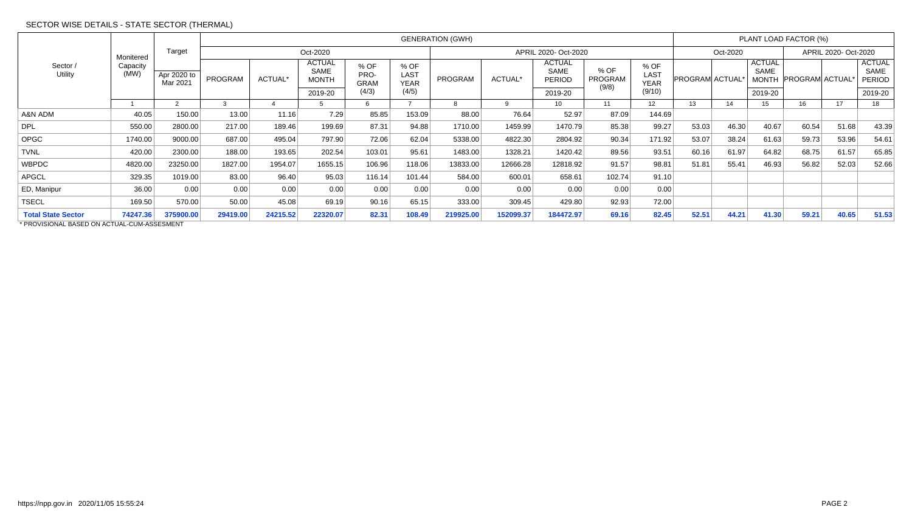SECTOR WISE DETAILS - STATE SECTOR (THERMAL)

| Sector / Utility | Monitered Capacity (MW) | Target | GENERATION (GWH) | | | | | | | | | | PLANT LOAD FACTOR (%) | | | | | |
|---|---|---|---|---|---|---|---|---|---|---|---|---|---|---|---|---|---|---|
| | | | Oct-2020 | | | | | APRIL 2020- Oct-2020 | | | | | Oct-2020 | | | APRIL 2020- Oct-2020 | | |
| | | Apr 2020 to Mar 2021 | PROGRAM | ACTUAL* | ACTUAL SAME MONTH 2019-20 | % OF PRO-GRAM (4/3) | % OF LAST YEAR (4/5) | PROGRAM | ACTUAL* | ACTUAL SAME PERIOD 2019-20 | % OF PROGRAM (9/8) | % OF LAST YEAR (9/10) | PROGRAM | ACTUAL* | ACTUAL SAME MONTH 2019-20 | PROGRAM | ACTUAL* | ACTUAL SAME PERIOD 2019-20 |
| | 1 | 2 | 3 | 4 | 5 | 6 | 7 | 8 | 9 | 10 | 11 | 12 | 13 | 14 | 15 | 16 | 17 | 18 |
| A&N ADM | 40.05 | 150.00 | 13.00 | 11.16 | 7.29 | 85.85 | 153.09 | 88.00 | 76.64 | 52.97 | 87.09 | 144.69 | | | | | | |
| DPL | 550.00 | 2800.00 | 217.00 | 189.46 | 199.69 | 87.31 | 94.88 | 1710.00 | 1459.99 | 1470.79 | 85.38 | 99.27 | 53.03 | 46.30 | 40.67 | 60.54 | 51.68 | 43.39 |
| OPGC | 1740.00 | 9000.00 | 687.00 | 495.04 | 797.90 | 72.06 | 62.04 | 5338.00 | 4822.30 | 2804.92 | 90.34 | 171.92 | 53.07 | 38.24 | 61.63 | 59.73 | 53.96 | 54.61 |
| TVNL | 420.00 | 2300.00 | 188.00 | 193.65 | 202.54 | 103.01 | 95.61 | 1483.00 | 1328.21 | 1420.42 | 89.56 | 93.51 | 60.16 | 61.97 | 64.82 | 68.75 | 61.57 | 65.85 |
| WBPDC | 4820.00 | 23250.00 | 1827.00 | 1954.07 | 1655.15 | 106.96 | 118.06 | 13833.00 | 12666.28 | 12818.92 | 91.57 | 98.81 | 51.81 | 55.41 | 46.93 | 56.82 | 52.03 | 52.66 |
| APGCL | 329.35 | 1019.00 | 83.00 | 96.40 | 95.03 | 116.14 | 101.44 | 584.00 | 600.01 | 658.61 | 102.74 | 91.10 | | | | | | |
| ED, Manipur | 36.00 | 0.00 | 0.00 | 0.00 | 0.00 | 0.00 | 0.00 | 0.00 | 0.00 | 0.00 | 0.00 | 0.00 | | | | | | |
| TSECL | 169.50 | 570.00 | 50.00 | 45.08 | 69.19 | 90.16 | 65.15 | 333.00 | 309.45 | 429.80 | 92.93 | 72.00 | | | | | | |
| **Total State Sector** | **74247.36** | **375900.00** | **29419.00** | **24215.52** | **22320.07** | **82.31** | **108.49** | **219925.00** | **152099.37** | **184472.97** | **69.16** | **82.45** | **52.51** | **44.21** | **41.30** | **59.21** | **40.65** | **51.53** |

* PROVISIONAL BASED ON ACTUAL-CUM-ASSESMENT

https://npp.gov.in 2020/11/05 15:55:24